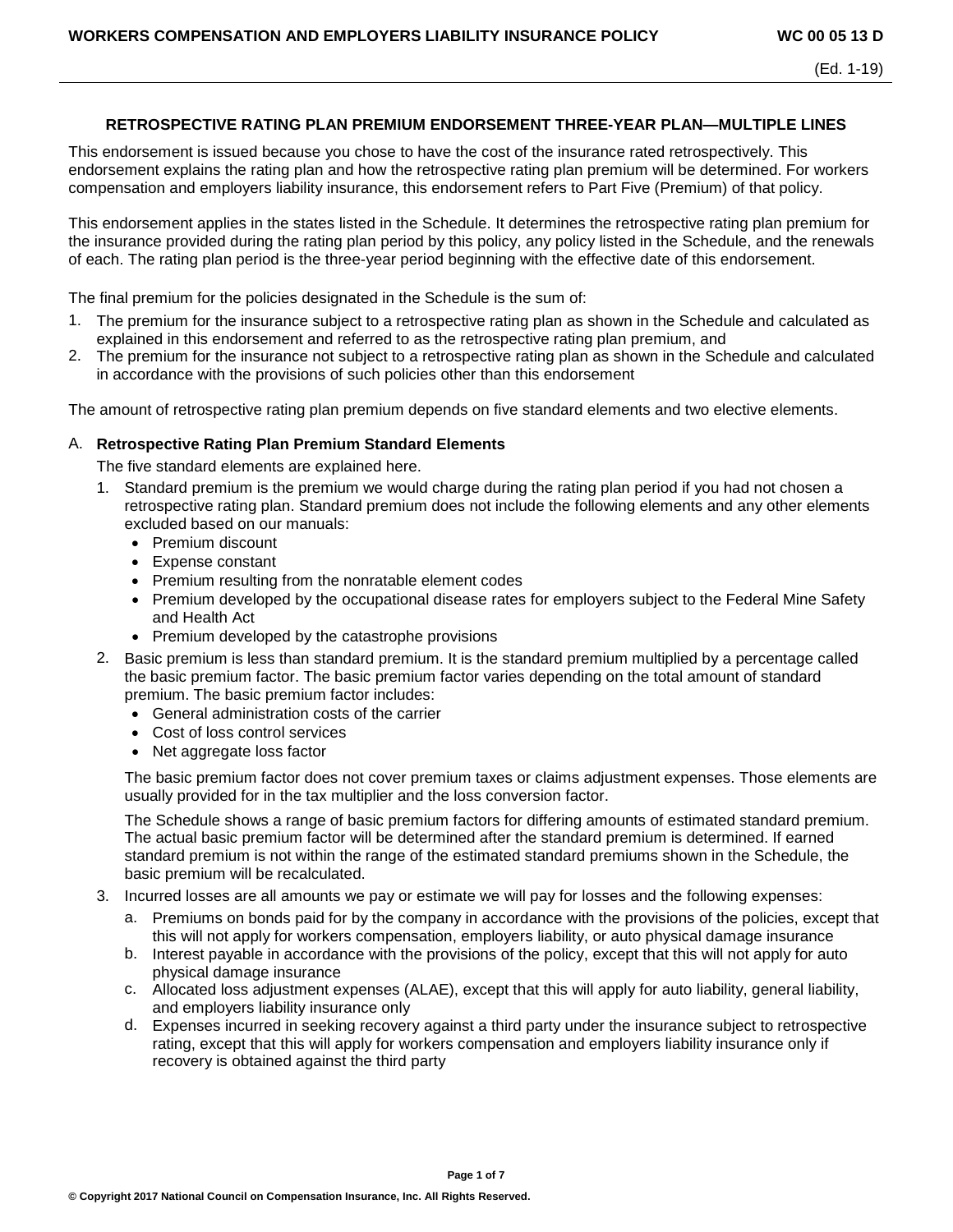# RETROSPECTIVE RATING PLAN PREMIUM ENDORSEMENT THREE-YEAR PLAN—MULTIPLE LINES

This endorsement is issued because you chose to have the cost of the insurance rated retrospectively. This endorsement explains the rating plan and how the retrospective rating plan premium will be determined. For workers compensation and employers liability insurance, this endorsement refers to Part Five (Premium) of that policy.

This endorsement applies in the states listed in the Schedule. It determines the retrospective rating plan premium for the insurance provided during the rating plan period by this policy, any policy listed in the Schedule, and the renewals of each. The rating plan period is the three-year period beginning with the effective date of this endorsement.

The final premium for the policies designated in the Schedule is the sum of:

1. The premium for the insurance subject to a retrospective rating plan as shown in the Schedule and calculated as explained in this endorsement and referred to as the retrospective rating plan premium, and
2. The premium for the insurance not subject to a retrospective rating plan as shown in the Schedule and calculated in accordance with the provisions of such policies other than this endorsement

The amount of retrospective rating plan premium depends on five standard elements and two elective elements.

## A. Retrospective Rating Plan Premium Standard Elements

The five standard elements are explained here.

1. Standard premium is the premium we would charge during the rating plan period if you had not chosen a retrospective rating plan. Standard premium does not include the following elements and any other elements excluded based on our manuals:
   - Premium discount
   - Expense constant
   - Premium resulting from the nonratable element codes
   - Premium developed by the occupational disease rates for employers subject to the Federal Mine Safety and Health Act
   - Premium developed by the catastrophe provisions
2. Basic premium is less than standard premium. It is the standard premium multiplied by a percentage called the basic premium factor. The basic premium factor varies depending on the total amount of standard premium. The basic premium factor includes:
   - General administration costs of the carrier
   - Cost of loss control services
   - Net aggregate loss factor

   The basic premium factor does not cover premium taxes or claims adjustment expenses. Those elements are usually provided for in the tax multiplier and the loss conversion factor.

   The Schedule shows a range of basic premium factors for differing amounts of estimated standard premium. The actual basic premium factor will be determined after the standard premium is determined. If earned standard premium is not within the range of the estimated standard premiums shown in the Schedule, the basic premium will be recalculated.
3. Incurred losses are all amounts we pay or estimate we will pay for losses and the following expenses:
   a. Premiums on bonds paid for by the company in accordance with the provisions of the policies, except that this will not apply for workers compensation, employers liability, or auto physical damage insurance
   b. Interest payable in accordance with the provisions of the policy, except that this will not apply for auto physical damage insurance
   c. Allocated loss adjustment expenses (ALAE), except that this will apply for auto liability, general liability, and employers liability insurance only
   d. Expenses incurred in seeking recovery against a third party under the insurance subject to retrospective rating, except that this will apply for workers compensation and employers liability insurance only if recovery is obtained against the third party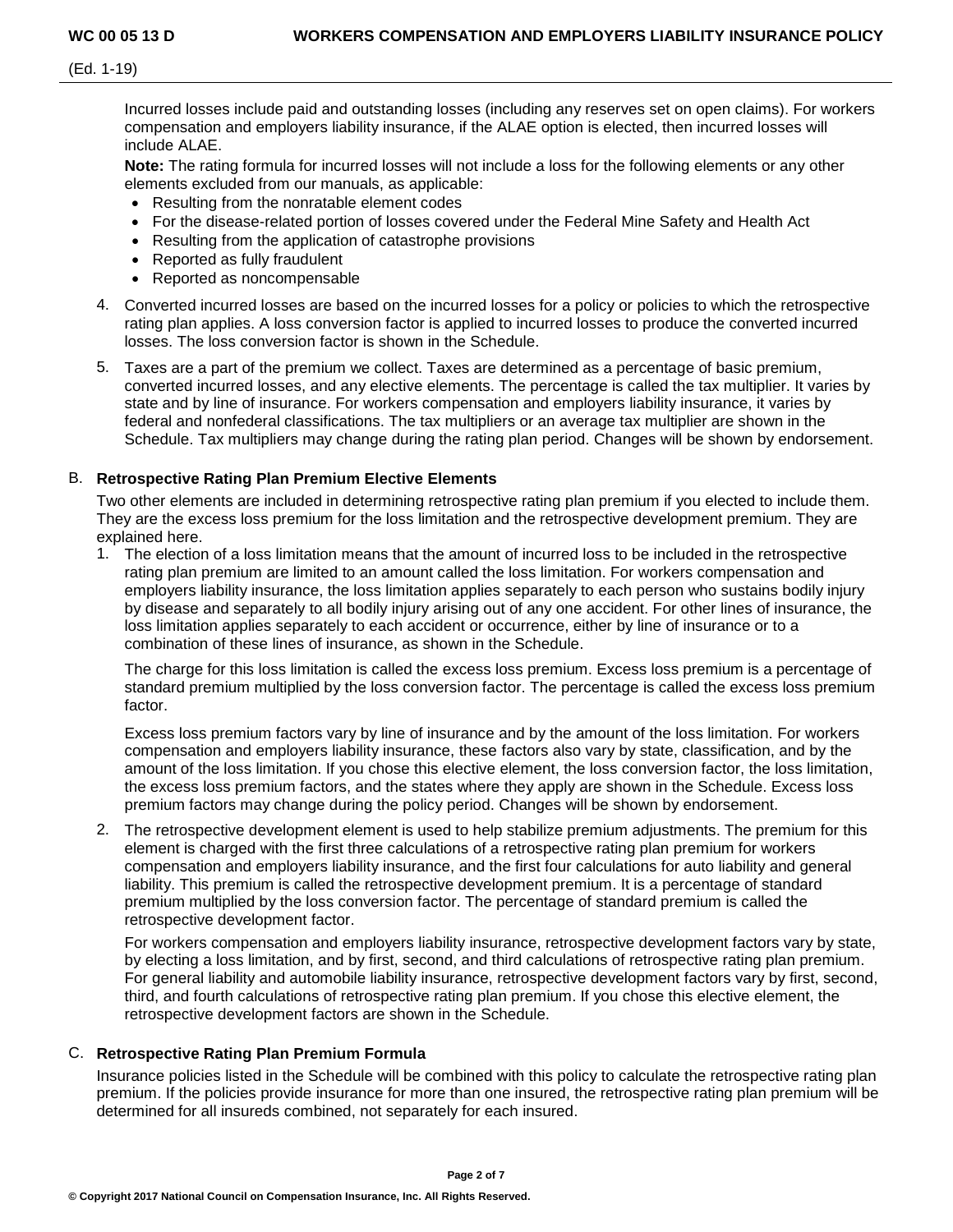Incurred losses include paid and outstanding losses (including any reserves set on open claims). For workers compensation and employers liability insurance, if the ALAE option is elected, then incurred losses will include ALAE.

**Note:** The rating formula for incurred losses will not include a loss for the following elements or any other elements excluded from our manuals, as applicable:

- Resulting from the nonratable element codes
- For the disease-related portion of losses covered under the Federal Mine Safety and Health Act
- Resulting from the application of catastrophe provisions
- Reported as fully fraudulent
- Reported as noncompensable

4. Converted incurred losses are based on the incurred losses for a policy or policies to which the retrospective rating plan applies. A loss conversion factor is applied to incurred losses to produce the converted incurred losses. The loss conversion factor is shown in the Schedule.

5. Taxes are a part of the premium we collect. Taxes are determined as a percentage of basic premium, converted incurred losses, and any elective elements. The percentage is called the tax multiplier. It varies by state and by line of insurance. For workers compensation and employers liability insurance, it varies by federal and nonfederal classifications. The tax multipliers or an average tax multiplier are shown in the Schedule. Tax multipliers may change during the rating plan period. Changes will be shown by endorsement.

## B. Retrospective Rating Plan Premium Elective Elements

Two other elements are included in determining retrospective rating plan premium if you elected to include them. They are the excess loss premium for the loss limitation and the retrospective development premium. They are explained here.

1. The election of a loss limitation means that the amount of incurred loss to be included in the retrospective rating plan premium are limited to an amount called the loss limitation. For workers compensation and employers liability insurance, the loss limitation applies separately to each person who sustains bodily injury by disease and separately to all bodily injury arising out of any one accident. For other lines of insurance, the loss limitation applies separately to each accident or occurrence, either by line of insurance or to a combination of these lines of insurance, as shown in the Schedule.

   The charge for this loss limitation is called the excess loss premium. Excess loss premium is a percentage of standard premium multiplied by the loss conversion factor. The percentage is called the excess loss premium factor.

   Excess loss premium factors vary by line of insurance and by the amount of the loss limitation. For workers compensation and employers liability insurance, these factors also vary by state, classification, and by the amount of the loss limitation. If you chose this elective element, the loss conversion factor, the loss limitation, the excess loss premium factors, and the states where they apply are shown in the Schedule. Excess loss premium factors may change during the policy period. Changes will be shown by endorsement.

2. The retrospective development element is used to help stabilize premium adjustments. The premium for this element is charged with the first three calculations of a retrospective rating plan premium for workers compensation and employers liability insurance, and the first four calculations for auto liability and general liability. This premium is called the retrospective development premium. It is a percentage of standard premium multiplied by the loss conversion factor. The percentage of standard premium is called the retrospective development factor.

   For workers compensation and employers liability insurance, retrospective development factors vary by state, by electing a loss limitation, and by first, second, and third calculations of retrospective rating plan premium. For general liability and automobile liability insurance, retrospective development factors vary by first, second, third, and fourth calculations of retrospective rating plan premium. If you chose this elective element, the retrospective development factors are shown in the Schedule.

## C. Retrospective Rating Plan Premium Formula

Insurance policies listed in the Schedule will be combined with this policy to calculate the retrospective rating plan premium. If the policies provide insurance for more than one insured, the retrospective rating plan premium will be determined for all insureds combined, not separately for each insured.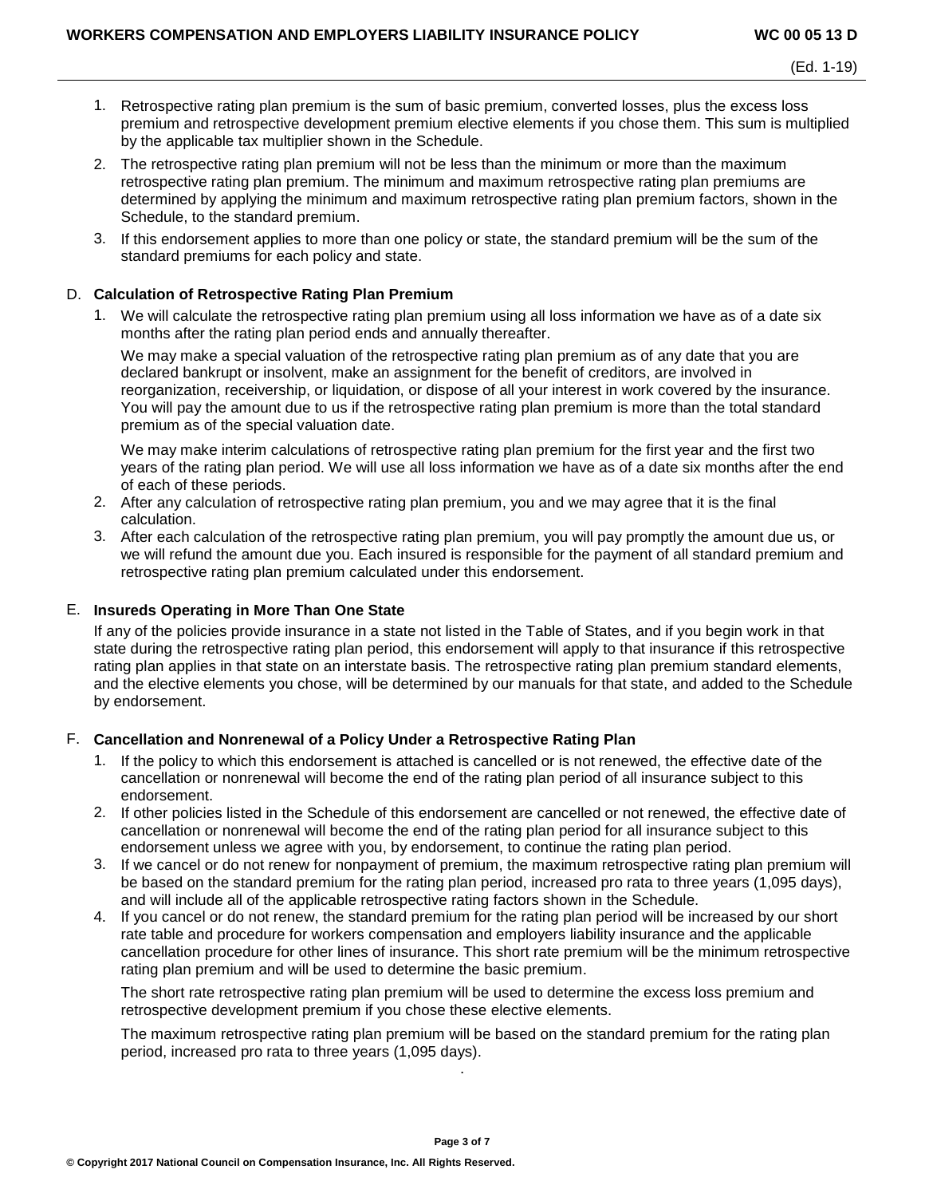1. Retrospective rating plan premium is the sum of basic premium, converted losses, plus the excess loss premium and retrospective development premium elective elements if you chose them. This sum is multiplied by the applicable tax multiplier shown in the Schedule.
2. The retrospective rating plan premium will not be less than the minimum or more than the maximum retrospective rating plan premium. The minimum and maximum retrospective rating plan premiums are determined by applying the minimum and maximum retrospective rating plan premium factors, shown in the Schedule, to the standard premium.
3. If this endorsement applies to more than one policy or state, the standard premium will be the sum of the standard premiums for each policy and state.

D. **Calculation of Retrospective Rating Plan Premium**

1. We will calculate the retrospective rating plan premium using all loss information we have as of a date six months after the rating plan period ends and annually thereafter.

   We may make a special valuation of the retrospective rating plan premium as of any date that you are declared bankrupt or insolvent, make an assignment for the benefit of creditors, are involved in reorganization, receivership, or liquidation, or dispose of all your interest in work covered by the insurance. You will pay the amount due to us if the retrospective rating plan premium is more than the total standard premium as of the special valuation date.

   We may make interim calculations of retrospective rating plan premium for the first year and the first two years of the rating plan period. We will use all loss information we have as of a date six months after the end of each of these periods.
2. After any calculation of retrospective rating plan premium, you and we may agree that it is the final calculation.
3. After each calculation of the retrospective rating plan premium, you will pay promptly the amount due us, or we will refund the amount due you. Each insured is responsible for the payment of all standard premium and retrospective rating plan premium calculated under this endorsement.

E. **Insureds Operating in More Than One State**

If any of the policies provide insurance in a state not listed in the Table of States, and if you begin work in that state during the retrospective rating plan period, this endorsement will apply to that insurance if this retrospective rating plan applies in that state on an interstate basis. The retrospective rating plan premium standard elements, and the elective elements you chose, will be determined by our manuals for that state, and added to the Schedule by endorsement.

F. **Cancellation and Nonrenewal of a Policy Under a Retrospective Rating Plan**

1. If the policy to which this endorsement is attached is cancelled or is not renewed, the effective date of the cancellation or nonrenewal will become the end of the rating plan period of all insurance subject to this endorsement.
2. If other policies listed in the Schedule of this endorsement are cancelled or not renewed, the effective date of cancellation or nonrenewal will become the end of the rating plan period for all insurance subject to this endorsement unless we agree with you, by endorsement, to continue the rating plan period.
3. If we cancel or do not renew for nonpayment of premium, the maximum retrospective rating plan premium will be based on the standard premium for the rating plan period, increased pro rata to three years (1,095 days), and will include all of the applicable retrospective rating factors shown in the Schedule.
4. If you cancel or do not renew, the standard premium for the rating plan period will be increased by our short rate table and procedure for workers compensation and employers liability insurance and the applicable cancellation procedure for other lines of insurance. This short rate premium will be the minimum retrospective rating plan premium and will be used to determine the basic premium.

   The short rate retrospective rating plan premium will be used to determine the excess loss premium and retrospective development premium if you chose these elective elements.

   The maximum retrospective rating plan premium will be based on the standard premium for the rating plan period, increased pro rata to three years (1,095 days).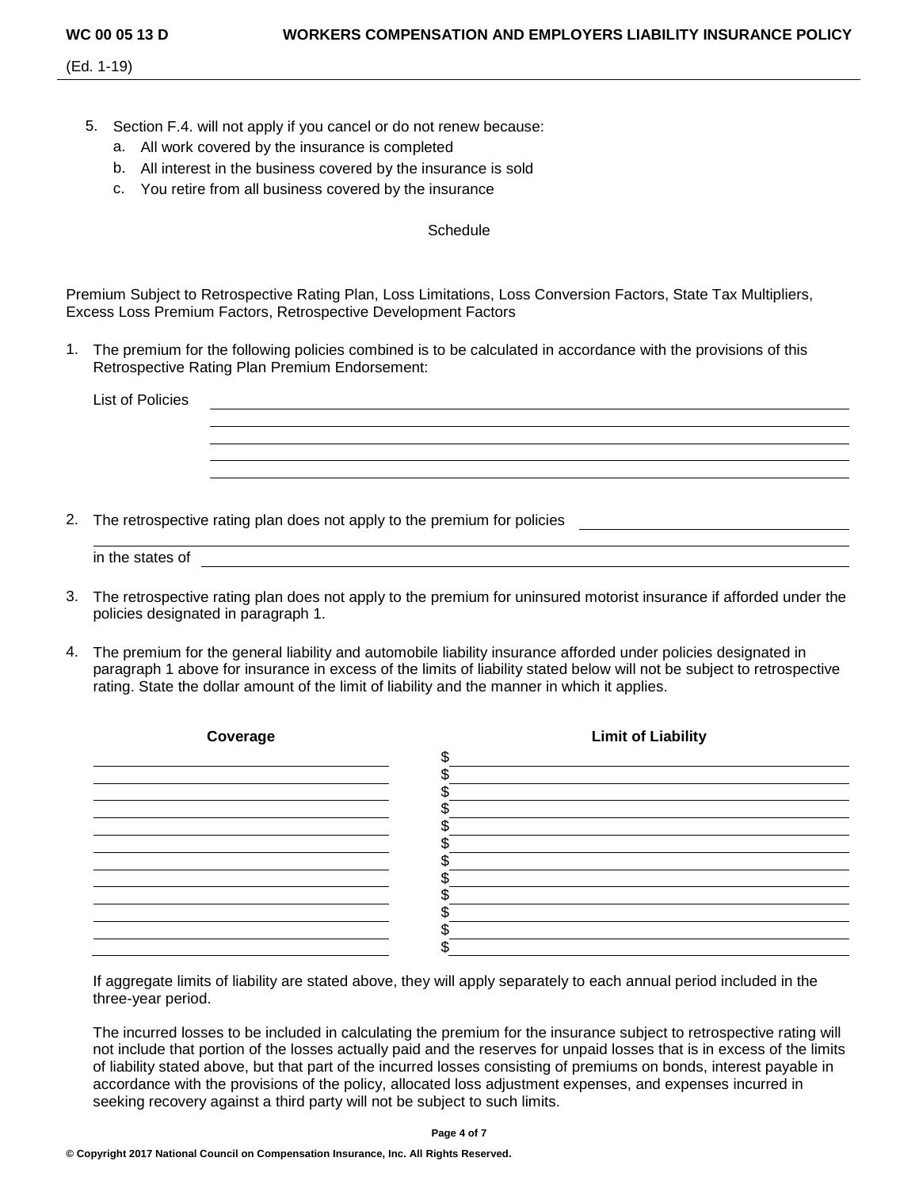5. Section F.4. will not apply if you cancel or do not renew because:
   a. All work covered by the insurance is completed
   b. All interest in the business covered by the insurance is sold
   c. You retire from all business covered by the insurance

Schedule

Premium Subject to Retrospective Rating Plan, Loss Limitations, Loss Conversion Factors, State Tax Multipliers, Excess Loss Premium Factors, Retrospective Development Factors

1. The premium for the following policies combined is to be calculated in accordance with the provisions of this Retrospective Rating Plan Premium Endorsement:

   List of Policies ______________________________________________

2. The retrospective rating plan does not apply to the premium for policies ______________________

   in the states of ______________________________________________

3. The retrospective rating plan does not apply to the premium for uninsured motorist insurance if afforded under the policies designated in paragraph 1.

4. The premium for the general liability and automobile liability insurance afforded under policies designated in paragraph 1 above for insurance in excess of the limits of liability stated below will not be subject to retrospective rating. State the dollar amount of the limit of liability and the manner in which it applies.

| Coverage | Limit of Liability |
|---|---|
| | $ |
| | $ |
| | $ |
| | $ |
| | $ |
| | $ |
| | $ |
| | $ |
| | $ |
| | $ |
| | $ |
| | $ |

If aggregate limits of liability are stated above, they will apply separately to each annual period included in the three-year period.

The incurred losses to be included in calculating the premium for the insurance subject to retrospective rating will not include that portion of the losses actually paid and the reserves for unpaid losses that is in excess of the limits of liability stated above, but that part of the incurred losses consisting of premiums on bonds, interest payable in accordance with the provisions of the policy, allocated loss adjustment expenses, and expenses incurred in seeking recovery against a third party will not be subject to such limits.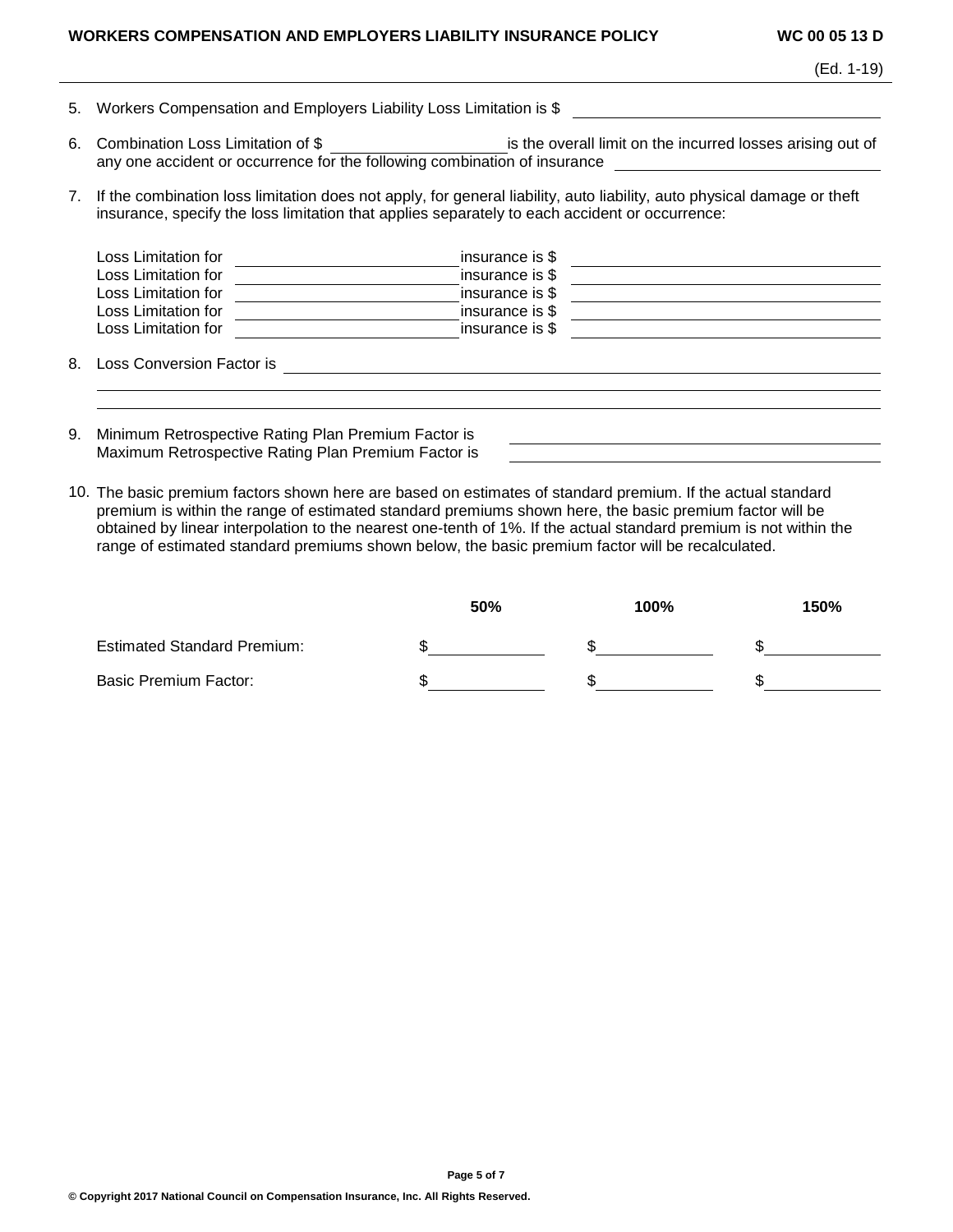5. Workers Compensation and Employers Liability Loss Limitation is $ ____________________

6. Combination Loss Limitation of $ ____________ is the overall limit on the incurred losses arising out of any one accident or occurrence for the following combination of insurance ____________________

7. If the combination loss limitation does not apply, for general liability, auto liability, auto physical damage or theft insurance, specify the loss limitation that applies separately to each accident or occurrence:

   Loss Limitation for ____________ insurance is $ ____________
   Loss Limitation for ____________ insurance is $ ____________
   Loss Limitation for ____________ insurance is $ ____________
   Loss Limitation for ____________ insurance is $ ____________
   Loss Limitation for ____________ insurance is $ ____________

8. Loss Conversion Factor is ____________________

9. Minimum Retrospective Rating Plan Premium Factor is ____________
   Maximum Retrospective Rating Plan Premium Factor is ____________

10. The basic premium factors shown here are based on estimates of standard premium. If the actual standard premium is within the range of estimated standard premiums shown here, the basic premium factor will be obtained by linear interpolation to the nearest one-tenth of 1%. If the actual standard premium is not within the range of estimated standard premiums shown below, the basic premium factor will be recalculated.

| | 50% | 100% | 150% |
|---|---|---|---|
| Estimated Standard Premium: | $ | $ | $ |
| Basic Premium Factor: | $ | $ | $ |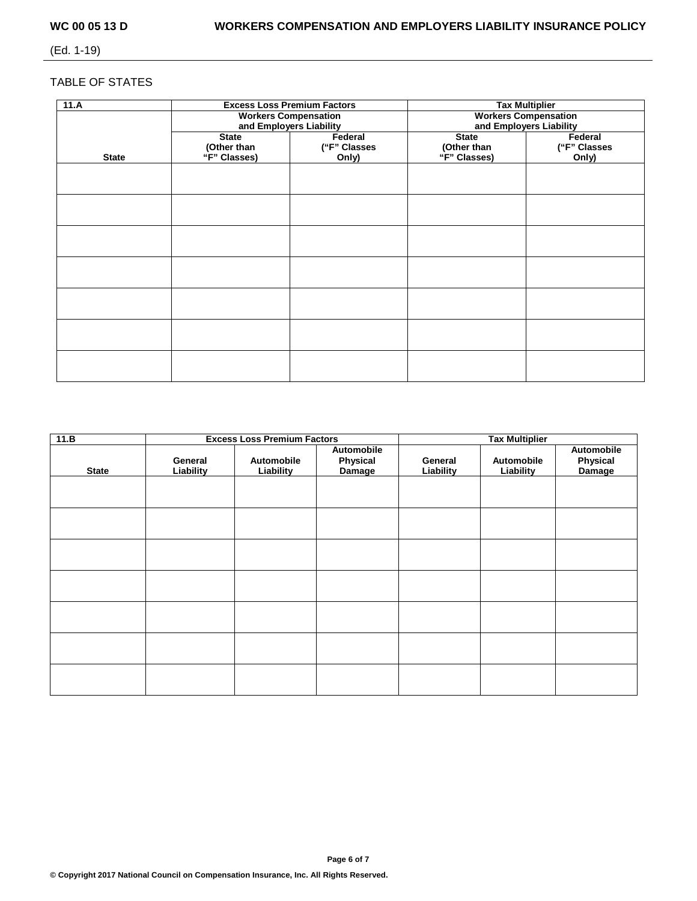TABLE OF STATES

| 11.A | Excess Loss Premium Factors | | Tax Multiplier | |
|---|---|---|---|---|
| | Workers Compensation and Employers Liability | | Workers Compensation and Employers Liability | |
| State | State (Other than "F" Classes) | Federal ("F" Classes Only) | State (Other than "F" Classes) | Federal ("F" Classes Only) |
| | | | | |
| | | | | |
| | | | | |
| | | | | |
| | | | | |
| | | | | |
| | | | | |

| 11.B | Excess Loss Premium Factors | | | Tax Multiplier | | |
|---|---|---|---|---|---|---|
| State | General Liability | Automobile Liability | Automobile Physical Damage | General Liability | Automobile Liability | Automobile Physical Damage |
| | | | | | | |
| | | | | | | |
| | | | | | | |
| | | | | | | |
| | | | | | | |
| | | | | | | |
| | | | | | | |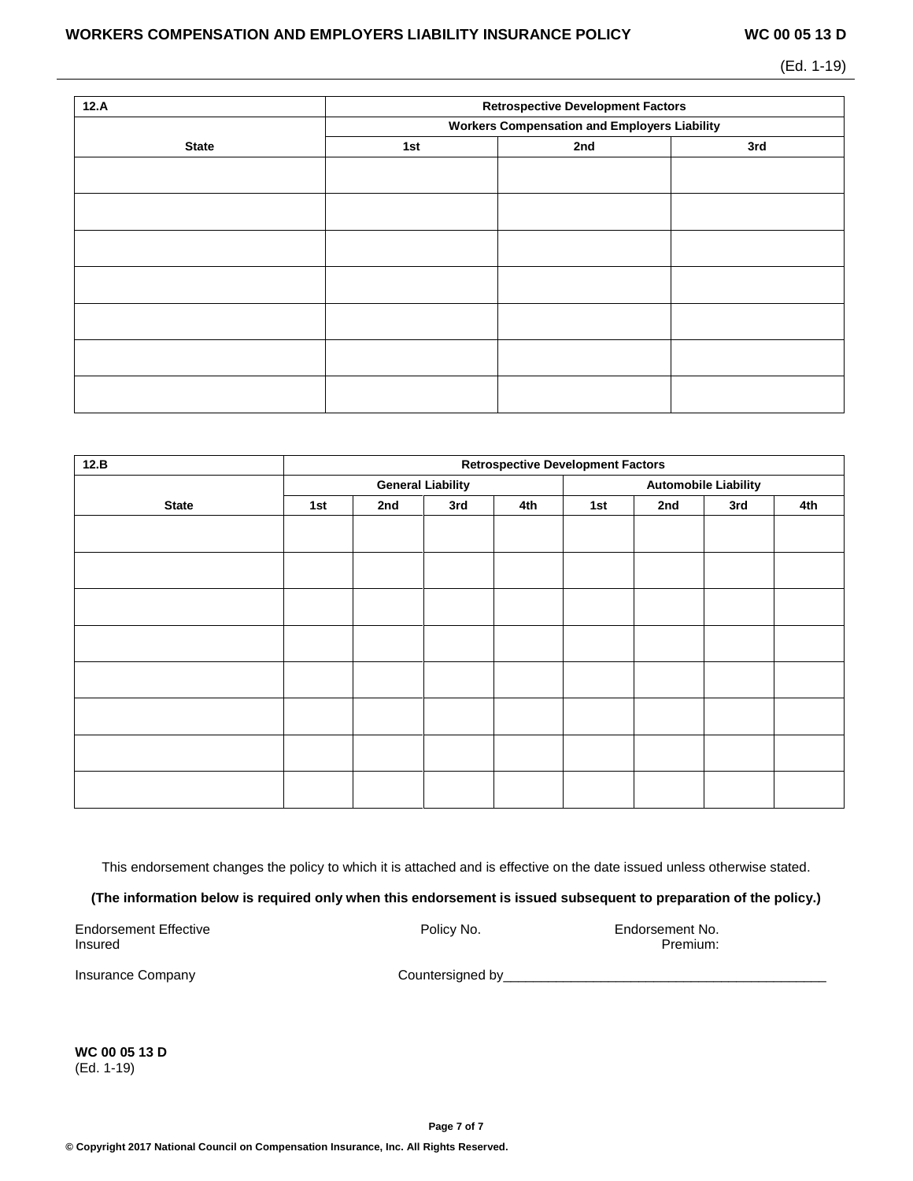| 12.A | Retrospective Development Factors | | |
|---|---|---|---|
| | Workers Compensation and Employers Liability | | |
| State | 1st | 2nd | 3rd |
| | | | |
| | | | |
| | | | |
| | | | |
| | | | |
| | | | |
| | | | |

| 12.B | Retrospective Development Factors | | | | | | | |
|---|---|---|---|---|---|---|---|---|
| | General Liability | | | | Automobile Liability | | | |
| State | 1st | 2nd | 3rd | 4th | 1st | 2nd | 3rd | 4th |
| | | | | | | | | |
| | | | | | | | | |
| | | | | | | | | |
| | | | | | | | | |
| | | | | | | | | |
| | | | | | | | | |
| | | | | | | | | |
| | | | | | | | | |

This endorsement changes the policy to which it is attached and is effective on the date issued unless otherwise stated.

**(The information below is required only when this endorsement is issued subsequent to preparation of the policy.)**

Endorsement Effective Policy No. Endorsement No.
Insured Premium:

Insurance Company Countersigned by___________________________________________

**WC 00 05 13 D**
(Ed. 1-19)